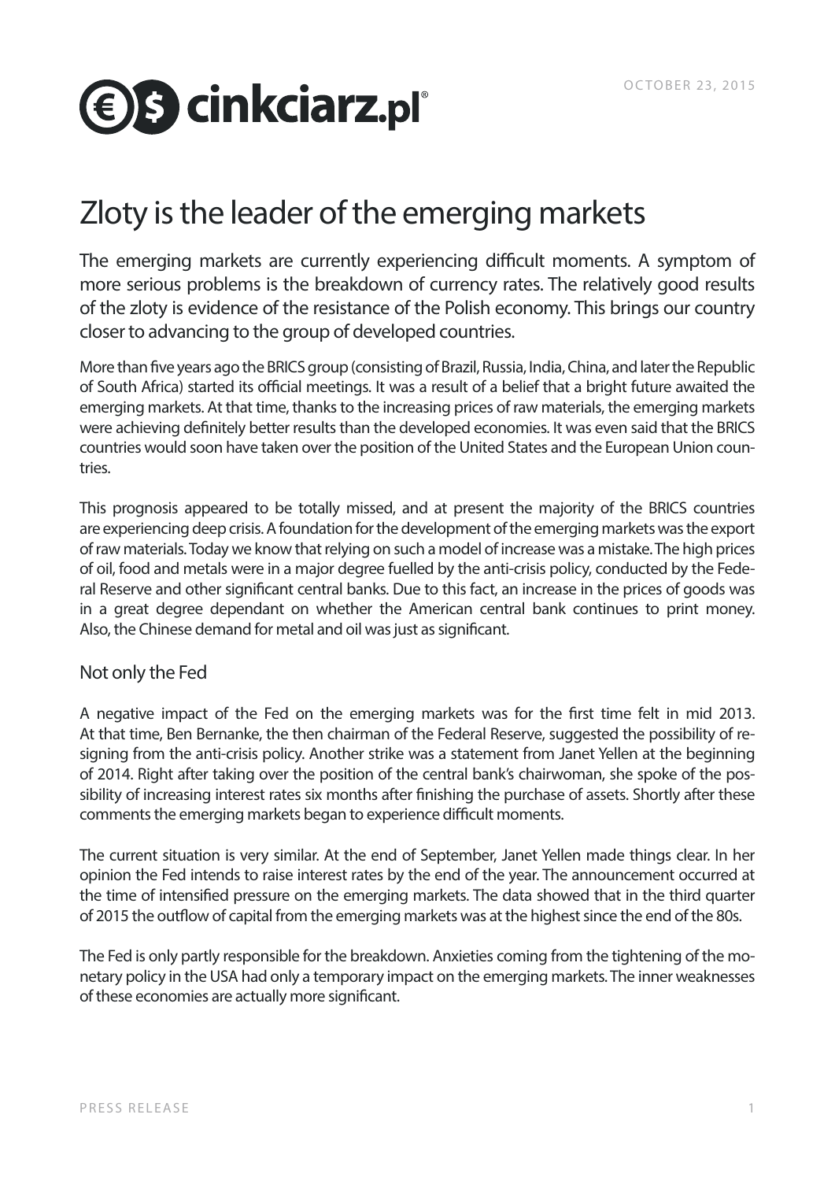# Zloty is the leader of the emerging markets

The emerging markets are currently experiencing difficult moments. A symptom of more serious problems is the breakdown of currency rates. The relatively good results of the zloty is evidence of the resistance of the Polish economy. This brings our country closer to advancing to the group of developed countries.

More than five years ago the BRICS group (consisting of Brazil, Russia, India, China, and later the Republic of South Africa) started its official meetings. It was a result of a belief that a bright future awaited the emerging markets. At that time, thanks to the increasing prices of raw materials, the emerging markets were achieving definitely better results than the developed economies. It was even said that the BRICS countries would soon have taken over the position of the United States and the European Union countries.

This prognosis appeared to be totally missed, and at present the majority of the BRICS countries are experiencing deep crisis. A foundation for the development of the emerging markets was the export of raw materials. Today we know that relying on such a model of increase was a mistake. The high prices of oil, food and metals were in a major degree fuelled by the anti-crisis policy, conducted by the Federal Reserve and other significant central banks. Due to this fact, an increase in the prices of goods was in a great degree dependant on whether the American central bank continues to print money. Also, the Chinese demand for metal and oil was just as significant.

## Not only the Fed

A negative impact of the Fed on the emerging markets was for the first time felt in mid 2013. At that time, Ben Bernanke, the then chairman of the Federal Reserve, suggested the possibility of resigning from the anti-crisis policy. Another strike was a statement from Janet Yellen at the beginning of 2014. Right after taking over the position of the central bank's chairwoman, she spoke of the possibility of increasing interest rates six months after finishing the purchase of assets. Shortly after these comments the emerging markets began to experience difficult moments.

The current situation is very similar. At the end of September, Janet Yellen made things clear. In her opinion the Fed intends to raise interest rates by the end of the year. The announcement occurred at the time of intensified pressure on the emerging markets. The data showed that in the third quarter of 2015 the outflow of capital from the emerging markets was at the highest since the end of the 80s.

The Fed is only partly responsible for the breakdown. Anxieties coming from the tightening of the monetary policy in the USA had only a temporary impact on the emerging markets. The inner weaknesses of these economies are actually more significant.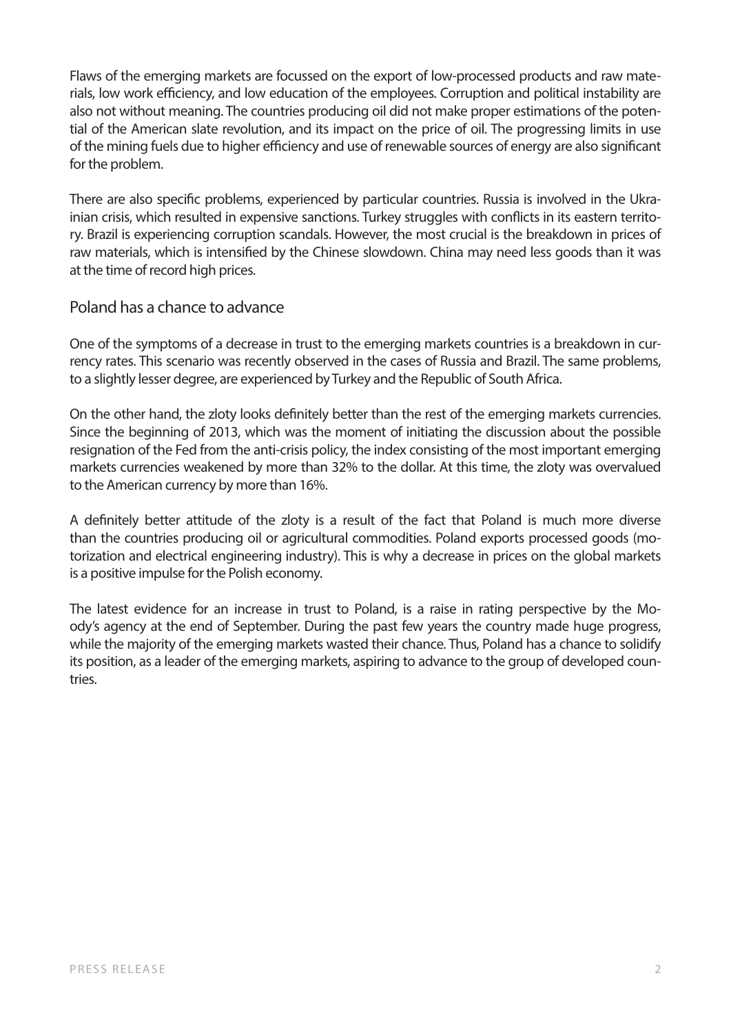Flaws of the emerging markets are focussed on the export of low-processed products and raw materials, low work efficiency, and low education of the employees. Corruption and political instability are also not without meaning. The countries producing oil did not make proper estimations of the potential of the American slate revolution, and its impact on the price of oil. The progressing limits in use of the mining fuels due to higher efficiency and use of renewable sources of energy are also significant for the problem.

There are also specific problems, experienced by particular countries. Russia is involved in the Ukrainian crisis, which resulted in expensive sanctions. Turkey struggles with conflicts in its eastern territory. Brazil is experiencing corruption scandals. However, the most crucial is the breakdown in prices of raw materials, which is intensified by the Chinese slowdown. China may need less goods than it was at the time of record high prices.

## Poland has a chance to advance

One of the symptoms of a decrease in trust to the emerging markets countries is a breakdown in currency rates. This scenario was recently observed in the cases of Russia and Brazil. The same problems, to a slightly lesser degree, are experienced by Turkey and the Republic of South Africa.

On the other hand, the zloty looks definitely better than the rest of the emerging markets currencies. Since the beginning of 2013, which was the moment of initiating the discussion about the possible resignation of the Fed from the anti-crisis policy, the index consisting of the most important emerging markets currencies weakened by more than 32% to the dollar. At this time, the zloty was overvalued to the American currency by more than 16%.

A definitely better attitude of the zloty is a result of the fact that Poland is much more diverse than the countries producing oil or agricultural commodities. Poland exports processed goods (motorization and electrical engineering industry). This is why a decrease in prices on the global markets is a positive impulse for the Polish economy.

The latest evidence for an increase in trust to Poland, is a raise in rating perspective by the Mody's agency at the end of September. During the past few years the country made huge progress, while the majority of the emerging markets wasted their chance. Thus, Poland has a chance to solidify its position, as a leader of the emerging markets, aspiring to advance to the group of developed countries.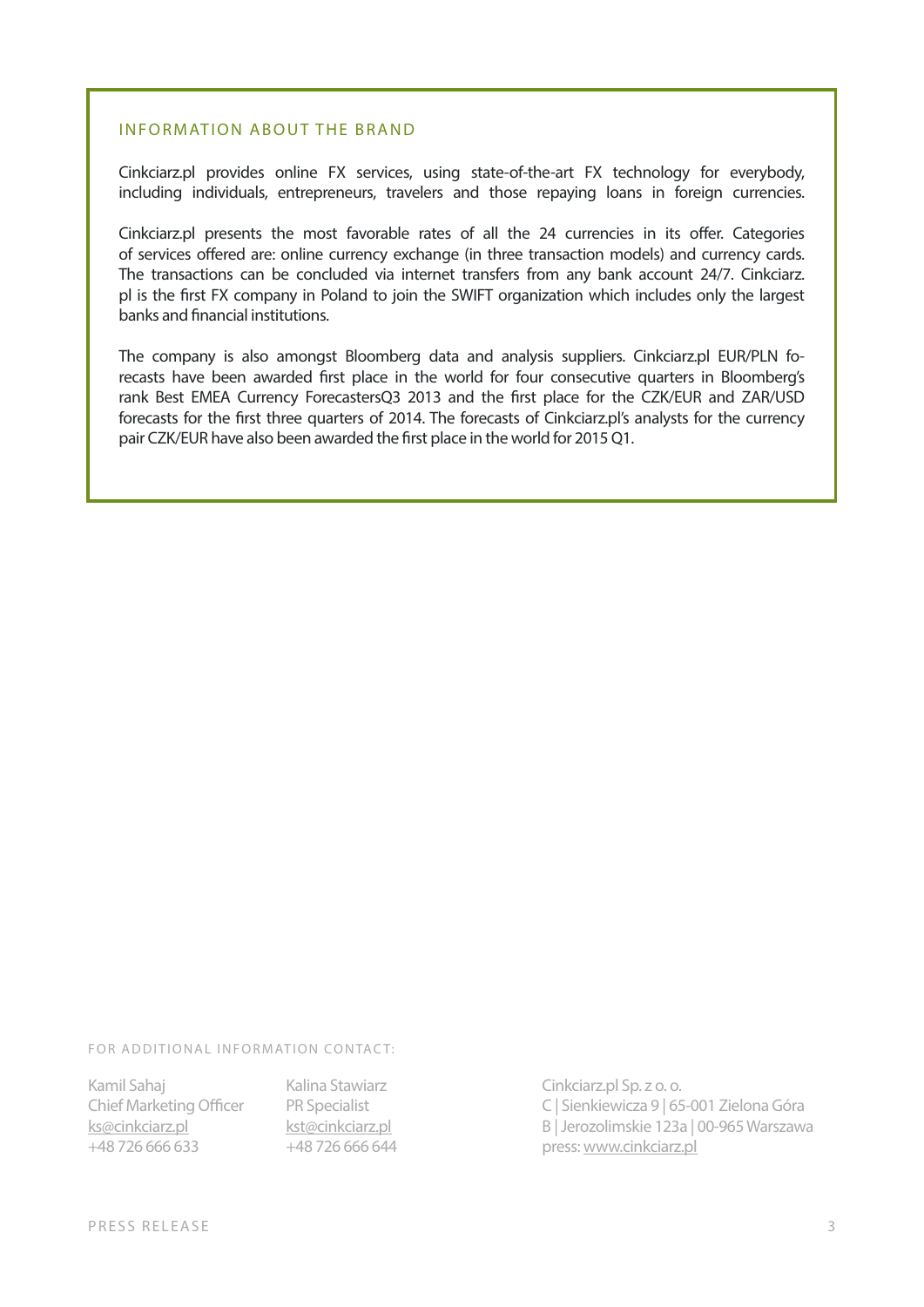## INFORMATION ABOUT THE BRAND

Cinkciarz.pl provides online FX services, using state-of-the-art FX technology for everybody, including individuals, entrepreneurs, travelers and those repaying loans in foreign currencies.

Cinkciarz.pl presents the most favorable rates of all the 24 currencies in its offer. Categories of services offered are: online currency exchange (in three transaction models) and currency cards. The transactions can be concluded via internet transfers from any bank account 24/7. Cinkciarz.pl is the first FX company in Poland to join the SWIFT organization which includes only the largest banks and financial institutions.

The company is also amongst Bloomberg data and analysis suppliers. Cinkciarz.pl EUR/PLN forecasts have been awarded first place in the world for four consecutive quarters in Bloomberg's rank Best EMEA Currency ForecastersQ3 2013 and the first place for the CZK/EUR and ZAR/USD forecasts for the first three quarters of 2014. The forecasts of Cinkciarz.pl's analysts for the currency pair CZK/EUR have also been awarded the first place in the world for 2015 Q1.

FOR ADDITIONAL INFORMATION CONTACT:

Kamil Sahaj
Chief Marketing Officer
ks@cinkciarz.pl
+48 726 666 633

Kalina Stawiarz
PR Specialist
kst@cinkciarz.pl
+48 726 666 644

Cinkciarz.pl Sp. z o. o.
C | Sienkiewicza 9 | 65-001 Zielona Góra
B | Jerozolimskie 123a | 00-965 Warszawa
press: www.cinkciarz.pl